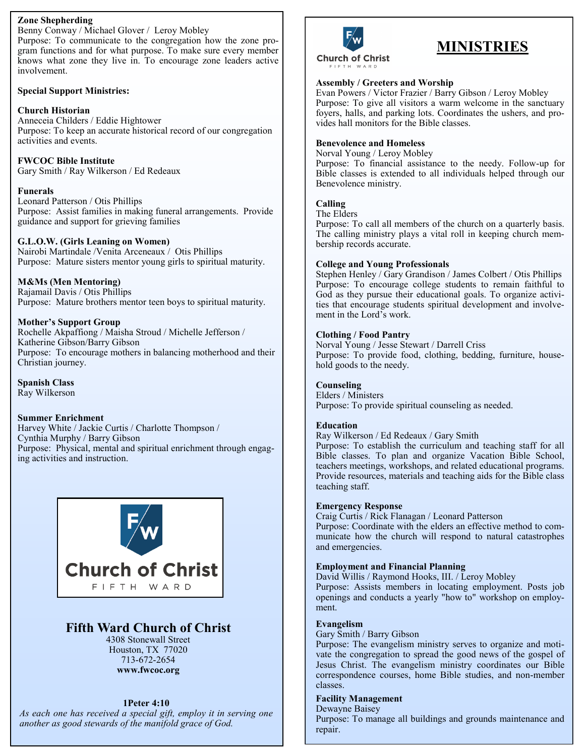**Zone Shepherding**
Benny Conway / Michael Glover / Leroy Mobley
Purpose: To communicate to the congregation how the zone program functions and for what purpose. To make sure every member knows what zone they live in. To encourage zone leaders active involvement.

**Special Support Ministries:**

**Church Historian**
Anneceia Childers / Eddie Hightower
Purpose: To keep an accurate historical record of our congregation activities and events.

**FWCOC Bible Institute**
Gary Smith / Ray Wilkerson / Ed Redeaux

**Funerals**
Leonard Patterson / Otis Phillips
Purpose: Assist families in making funeral arrangements. Provide guidance and support for grieving families

**G.L.O.W. (Girls Leaning on Women)**
Nairobi Martindale /Venita Arceneaux / Otis Phillips
Purpose: Mature sisters mentor young girls to spiritual maturity.

**M&Ms (Men Mentoring)**
Rajamail Davis / Otis Phillips
Purpose: Mature brothers mentor teen boys to spiritual maturity.

**Mother's Support Group**
Rochelle Akpaffiong / Maisha Stroud / Michelle Jefferson / Katherine Gibson/Barry Gibson
Purpose: To encourage mothers in balancing motherhood and their Christian journey.

**Spanish Class**
Ray Wilkerson

**Summer Enrichment**
Harvey White / Jackie Curtis / Charlotte Thompson / Cynthia Murphy / Barry Gibson
Purpose: Physical, mental and spiritual enrichment through engaging activities and instruction.

Church of Christ
FIFTH WARD

## Fifth Ward Church of Christ
4308 Stonewall Street
Houston, TX 77020
713-672-2654
**www.fwcoc.org**

**1Peter 4:10**
*As each one has received a special gift, employ it in serving one another as good stewards of the manifold grace of God.*

# MINISTRIES

**Assembly / Greeters and Worship**
Evan Powers / Victor Frazier / Barry Gibson / Leroy Mobley
Purpose: To give all visitors a warm welcome in the sanctuary foyers, halls, and parking lots. Coordinates the ushers, and provides hall monitors for the Bible classes.

**Benevolence and Homeless**
Norval Young / Leroy Mobley
Purpose: To financial assistance to the needy. Follow-up for Bible classes is extended to all individuals helped through our Benevolence ministry.

**Calling**
The Elders
Purpose: To call all members of the church on a quarterly basis. The calling ministry plays a vital roll in keeping church membership records accurate.

**College and Young Professionals**
Stephen Henley / Gary Grandison / James Colbert / Otis Phillips
Purpose: To encourage college students to remain faithful to God as they pursue their educational goals. To organize activities that encourage students spiritual development and involvement in the Lord's work.

**Clothing / Food Pantry**
Norval Young / Jesse Stewart / Darrell Criss
Purpose: To provide food, clothing, bedding, furniture, household goods to the needy.

**Counseling**
Elders / Ministers
Purpose: To provide spiritual counseling as needed.

**Education**
Ray Wilkerson / Ed Redeaux / Gary Smith
Purpose: To establish the curriculum and teaching staff for all Bible classes. To plan and organize Vacation Bible School, teachers meetings, workshops, and related educational programs. Provide resources, materials and teaching aids for the Bible class teaching staff.

**Emergency Response**
Craig Curtis / Rick Flanagan / Leonard Patterson
Purpose: Coordinate with the elders an effective method to communicate how the church will respond to natural catastrophes and emergencies.

**Employment and Financial Planning**
David Willis / Raymond Hooks, III. / Leroy Mobley
Purpose: Assists members in locating employment. Posts job openings and conducts a yearly "how to" workshop on employment.

**Evangelism**
Gary Smith / Barry Gibson
Purpose: The evangelism ministry serves to organize and motivate the congregation to spread the good news of the gospel of Jesus Christ. The evangelism ministry coordinates our Bible correspondence courses, home Bible studies, and non-member classes.

**Facility Management**
Dewayne Baisey
Purpose: To manage all buildings and grounds maintenance and repair.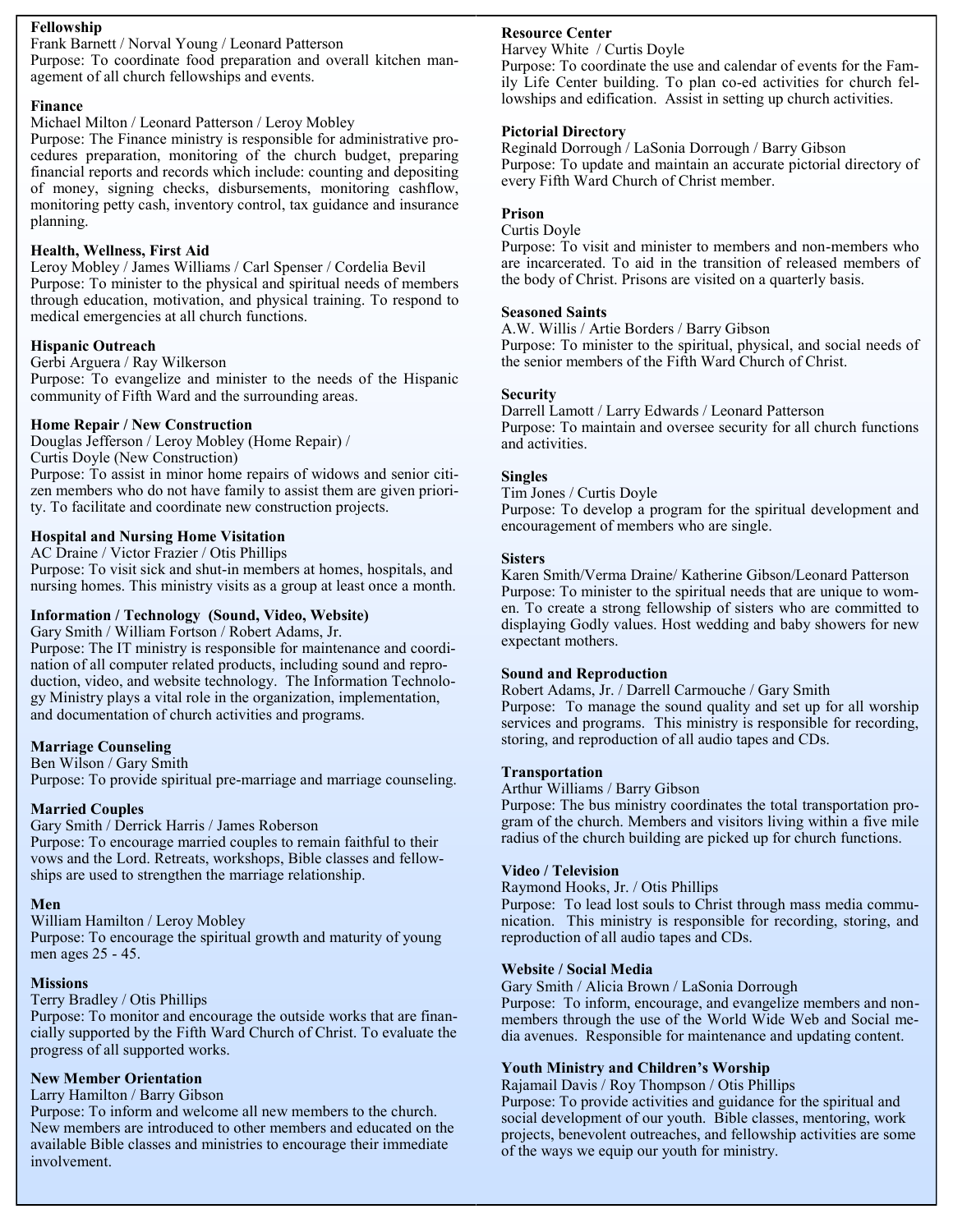**Fellowship**
Frank Barnett / Norval Young / Leonard Patterson
Purpose: To coordinate food preparation and overall kitchen management of all church fellowships and events.

**Finance**
Michael Milton / Leonard Patterson / Leroy Mobley
Purpose: The Finance ministry is responsible for administrative procedures preparation, monitoring of the church budget, preparing financial reports and records which include: counting and depositing of money, signing checks, disbursements, monitoring cashflow, monitoring petty cash, inventory control, tax guidance and insurance planning.

**Health, Wellness, First Aid**
Leroy Mobley / James Williams / Carl Spenser / Cordelia Bevil
Purpose: To minister to the physical and spiritual needs of members through education, motivation, and physical training. To respond to medical emergencies at all church functions.

**Hispanic Outreach**
Gerbi Arguera / Ray Wilkerson
Purpose: To evangelize and minister to the needs of the Hispanic community of Fifth Ward and the surrounding areas.

**Home Repair / New Construction**
Douglas Jefferson / Leroy Mobley (Home Repair) /
Curtis Doyle (New Construction)
Purpose: To assist in minor home repairs of widows and senior citizen members who do not have family to assist them are given priority. To facilitate and coordinate new construction projects.

**Hospital and Nursing Home Visitation**
AC Draine / Victor Frazier / Otis Phillips
Purpose: To visit sick and shut-in members at homes, hospitals, and nursing homes. This ministry visits as a group at least once a month.

**Information / Technology (Sound, Video, Website)**
Gary Smith / William Fortson / Robert Adams, Jr.
Purpose: The IT ministry is responsible for maintenance and coordination of all computer related products, including sound and reproduction, video, and website technology. The Information Technology Ministry plays a vital role in the organization, implementation, and documentation of church activities and programs.

**Marriage Counseling**
Ben Wilson / Gary Smith
Purpose: To provide spiritual pre-marriage and marriage counseling.

**Married Couples**
Gary Smith / Derrick Harris / James Roberson
Purpose: To encourage married couples to remain faithful to their vows and the Lord. Retreats, workshops, Bible classes and fellowships are used to strengthen the marriage relationship.

**Men**
William Hamilton / Leroy Mobley
Purpose: To encourage the spiritual growth and maturity of young men ages 25 - 45.

**Missions**
Terry Bradley / Otis Phillips
Purpose: To monitor and encourage the outside works that are financially supported by the Fifth Ward Church of Christ. To evaluate the progress of all supported works.

**New Member Orientation**
Larry Hamilton / Barry Gibson
Purpose: To inform and welcome all new members to the church. New members are introduced to other members and educated on the available Bible classes and ministries to encourage their immediate involvement.

**Resource Center**
Harvey White / Curtis Doyle
Purpose: To coordinate the use and calendar of events for the Family Life Center building. To plan co-ed activities for church fellowships and edification. Assist in setting up church activities.

**Pictorial Directory**
Reginald Dorrough / LaSonia Dorrough / Barry Gibson
Purpose: To update and maintain an accurate pictorial directory of every Fifth Ward Church of Christ member.

**Prison**
Curtis Doyle
Purpose: To visit and minister to members and non-members who are incarcerated. To aid in the transition of released members of the body of Christ. Prisons are visited on a quarterly basis.

**Seasoned Saints**
A.W. Willis / Artie Borders / Barry Gibson
Purpose: To minister to the spiritual, physical, and social needs of the senior members of the Fifth Ward Church of Christ.

**Security**
Darrell Lamott / Larry Edwards / Leonard Patterson
Purpose: To maintain and oversee security for all church functions and activities.

**Singles**
Tim Jones / Curtis Doyle
Purpose: To develop a program for the spiritual development and encouragement of members who are single.

**Sisters**
Karen Smith/Verma Draine/ Katherine Gibson/Leonard Patterson
Purpose: To minister to the spiritual needs that are unique to women. To create a strong fellowship of sisters who are committed to displaying Godly values. Host wedding and baby showers for new expectant mothers.

**Sound and Reproduction**
Robert Adams, Jr. / Darrell Carmouche / Gary Smith
Purpose: To manage the sound quality and set up for all worship services and programs. This ministry is responsible for recording, storing, and reproduction of all audio tapes and CDs.

**Transportation**
Arthur Williams / Barry Gibson
Purpose: The bus ministry coordinates the total transportation program of the church. Members and visitors living within a five mile radius of the church building are picked up for church functions.

**Video / Television**
Raymond Hooks, Jr. / Otis Phillips
Purpose: To lead lost souls to Christ through mass media communication. This ministry is responsible for recording, storing, and reproduction of all audio tapes and CDs.

**Website / Social Media**
Gary Smith / Alicia Brown / LaSonia Dorrough
Purpose: To inform, encourage, and evangelize members and non-members through the use of the World Wide Web and Social media avenues. Responsible for maintenance and updating content.

**Youth Ministry and Children's Worship**
Rajamail Davis / Roy Thompson / Otis Phillips
Purpose: To provide activities and guidance for the spiritual and social development of our youth. Bible classes, mentoring, work projects, benevolent outreaches, and fellowship activities are some of the ways we equip our youth for ministry.